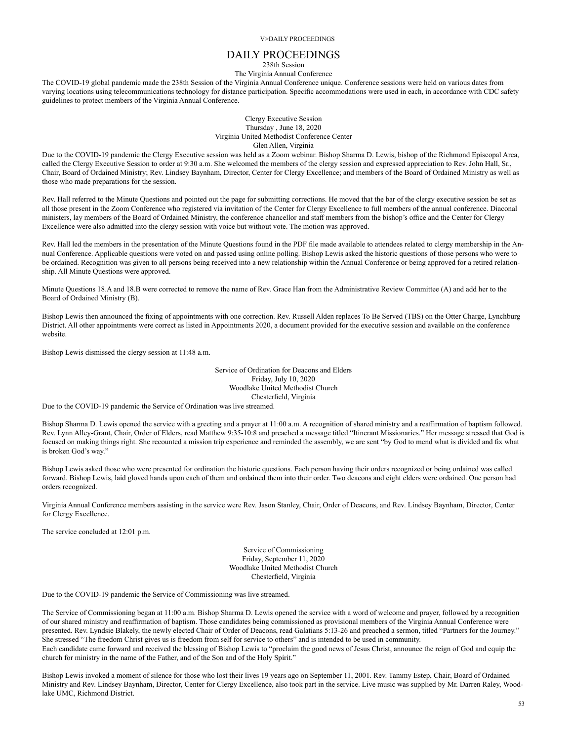# DAILY PROCEEDINGS

238th Session

The Virginia Annual Conference

The COVID-19 global pandemic made the 238th Session of the Virginia Annual Conference unique. Conference sessions were held on various dates from varying locations using telecommunications technology for distance participation. Specific accommodations were used in each, in accordance with CDC safety guidelines to protect members of the Virginia Annual Conference.

## Clergy Executive Session

Thursday , June 18, 2020
Virginia United Methodist Conference Center
Glen Allen, Virginia

Due to the COVID-19 pandemic the Clergy Executive session was held as a Zoom webinar. Bishop Sharma D. Lewis, bishop of the Richmond Episcopal Area, called the Clergy Executive Session to order at 9:30 a.m. She welcomed the members of the clergy session and expressed appreciation to Rev. John Hall, Sr., Chair, Board of Ordained Ministry; Rev. Lindsey Baynham, Director, Center for Clergy Excellence; and members of the Board of Ordained Ministry as well as those who made preparations for the session.

Rev. Hall referred to the Minute Questions and pointed out the page for submitting corrections. He moved that the bar of the clergy executive session be set as all those present in the Zoom Conference who registered via invitation of the Center for Clergy Excellence to full members of the annual conference. Diaconal ministers, lay members of the Board of Ordained Ministry, the conference chancellor and staff members from the bishop's office and the Center for Clergy Excellence were also admitted into the clergy session with voice but without vote. The motion was approved.

Rev. Hall led the members in the presentation of the Minute Questions found in the PDF file made available to attendees related to clergy membership in the Annual Conference. Applicable questions were voted on and passed using online polling. Bishop Lewis asked the historic questions of those persons who were to be ordained. Recognition was given to all persons being received into a new relationship within the Annual Conference or being approved for a retired relationship. All Minute Questions were approved.

Minute Questions 18.A and 18.B were corrected to remove the name of Rev. Grace Han from the Administrative Review Committee (A) and add her to the Board of Ordained Ministry (B).

Bishop Lewis then announced the fixing of appointments with one correction. Rev. Russell Alden replaces To Be Served (TBS) on the Otter Charge, Lynchburg District. All other appointments were correct as listed in Appointments 2020, a document provided for the executive session and available on the conference website.

Bishop Lewis dismissed the clergy session at 11:48 a.m.

## Service of Ordination for Deacons and Elders

Friday, July 10, 2020
Woodlake United Methodist Church
Chesterfield, Virginia

Due to the COVID-19 pandemic the Service of Ordination was live streamed.

Bishop Sharma D. Lewis opened the service with a greeting and a prayer at 11:00 a.m. A recognition of shared ministry and a reaffirmation of baptism followed. Rev. Lynn Alley-Grant, Chair, Order of Elders, read Matthew 9:35-10:8 and preached a message titled "Itinerant Missionaries." Her message stressed that God is focused on making things right. She recounted a mission trip experience and reminded the assembly, we are sent "by God to mend what is divided and fix what is broken God's way."

Bishop Lewis asked those who were presented for ordination the historic questions. Each person having their orders recognized or being ordained was called forward. Bishop Lewis, laid gloved hands upon each of them and ordained them into their order. Two deacons and eight elders were ordained. One person had orders recognized.

Virginia Annual Conference members assisting in the service were Rev. Jason Stanley, Chair, Order of Deacons, and Rev. Lindsey Baynham, Director, Center for Clergy Excellence.

The service concluded at 12:01 p.m.

## Service of Commissioning

Friday, September 11, 2020
Woodlake United Methodist Church
Chesterfield, Virginia

Due to the COVID-19 pandemic the Service of Commissioning was live streamed.

The Service of Commissioning began at 11:00 a.m. Bishop Sharma D. Lewis opened the service with a word of welcome and prayer, followed by a recognition of our shared ministry and reaffirmation of baptism. Those candidates being commissioned as provisional members of the Virginia Annual Conference were presented. Rev. Lyndsie Blakely, the newly elected Chair of Order of Deacons, read Galatians 5:13-26 and preached a sermon, titled "Partners for the Journey." She stressed "The freedom Christ gives us is freedom from self for service to others" and is intended to be used in community.
Each candidate came forward and received the blessing of Bishop Lewis to "proclaim the good news of Jesus Christ, announce the reign of God and equip the church for ministry in the name of the Father, and of the Son and of the Holy Spirit."

Bishop Lewis invoked a moment of silence for those who lost their lives 19 years ago on September 11, 2001. Rev. Tammy Estep, Chair, Board of Ordained Ministry and Rev. Lindsey Baynham, Director, Center for Clergy Excellence, also took part in the service. Live music was supplied by Mr. Darren Raley, Woodlake UMC, Richmond District.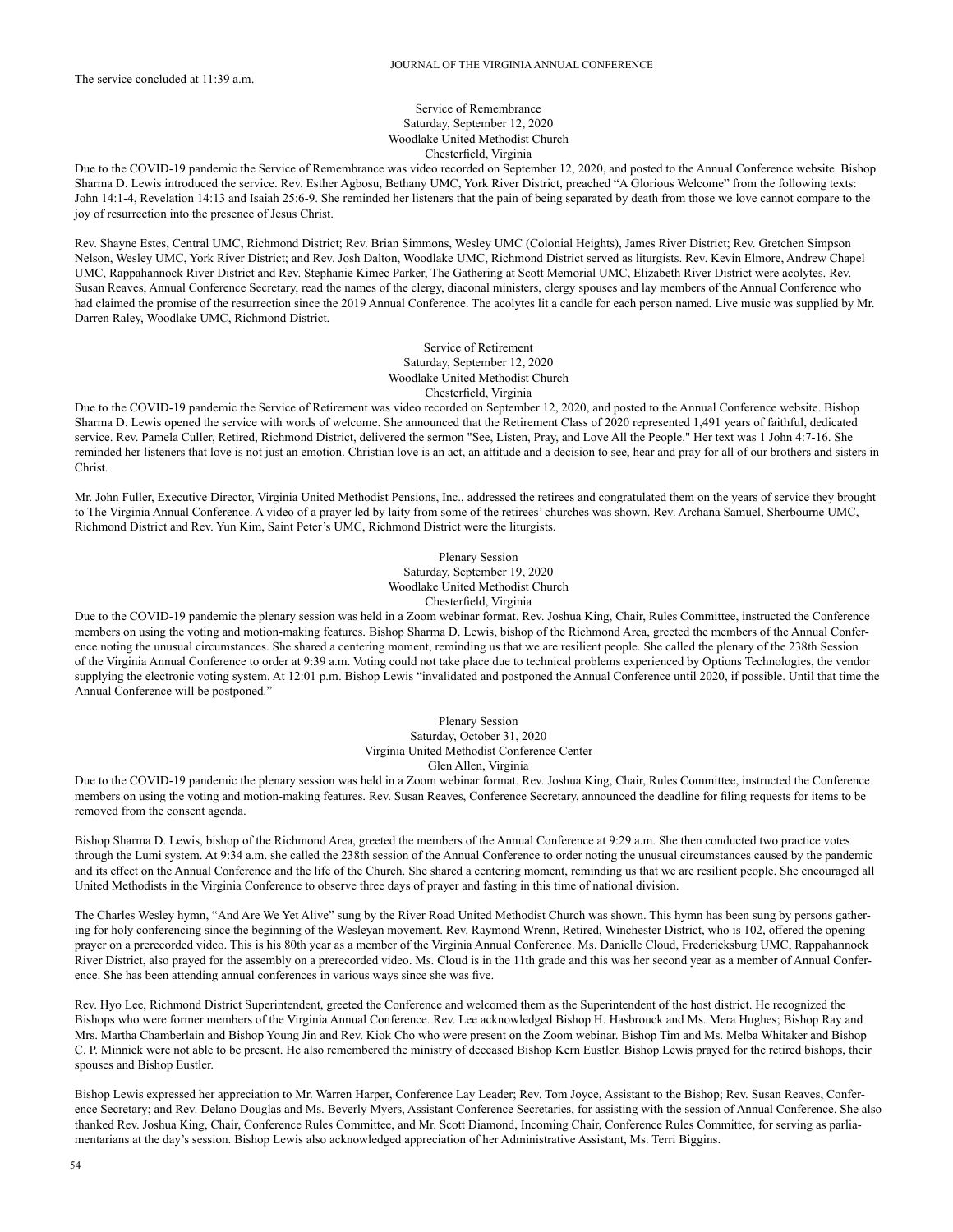The service concluded at 11:39 a.m.

### Service of Remembrance
Saturday, September 12, 2020
Woodlake United Methodist Church
Chesterfield, Virginia

Due to the COVID-19 pandemic the Service of Remembrance was video recorded on September 12, 2020, and posted to the Annual Conference website. Bishop Sharma D. Lewis introduced the service. Rev. Esther Agbosu, Bethany UMC, York River District, preached "A Glorious Welcome" from the following texts: John 14:1-4, Revelation 14:13 and Isaiah 25:6-9. She reminded her listeners that the pain of being separated by death from those we love cannot compare to the joy of resurrection into the presence of Jesus Christ.

Rev. Shayne Estes, Central UMC, Richmond District; Rev. Brian Simmons, Wesley UMC (Colonial Heights), James River District; Rev. Gretchen Simpson Nelson, Wesley UMC, York River District; and Rev. Josh Dalton, Woodlake UMC, Richmond District served as liturgists. Rev. Kevin Elmore, Andrew Chapel UMC, Rappahannock River District and Rev. Stephanie Kimec Parker, The Gathering at Scott Memorial UMC, Elizabeth River District were acolytes. Rev. Susan Reaves, Annual Conference Secretary, read the names of the clergy, diaconal ministers, clergy spouses and lay members of the Annual Conference who had claimed the promise of the resurrection since the 2019 Annual Conference. The acolytes lit a candle for each person named. Live music was supplied by Mr. Darren Raley, Woodlake UMC, Richmond District.

### Service of Retirement
Saturday, September 12, 2020
Woodlake United Methodist Church
Chesterfield, Virginia

Due to the COVID-19 pandemic the Service of Retirement was video recorded on September 12, 2020, and posted to the Annual Conference website. Bishop Sharma D. Lewis opened the service with words of welcome. She announced that the Retirement Class of 2020 represented 1,491 years of faithful, dedicated service. Rev. Pamela Culler, Retired, Richmond District, delivered the sermon "See, Listen, Pray, and Love All the People." Her text was 1 John 4:7-16. She reminded her listeners that love is not just an emotion. Christian love is an act, an attitude and a decision to see, hear and pray for all of our brothers and sisters in Christ.

Mr. John Fuller, Executive Director, Virginia United Methodist Pensions, Inc., addressed the retirees and congratulated them on the years of service they brought to The Virginia Annual Conference. A video of a prayer led by laity from some of the retirees' churches was shown. Rev. Archana Samuel, Sherbourne UMC, Richmond District and Rev. Yun Kim, Saint Peter's UMC, Richmond District were the liturgists.

### Plenary Session
Saturday, September 19, 2020
Woodlake United Methodist Church
Chesterfield, Virginia

Due to the COVID-19 pandemic the plenary session was held in a Zoom webinar format. Rev. Joshua King, Chair, Rules Committee, instructed the Conference members on using the voting and motion-making features. Bishop Sharma D. Lewis, bishop of the Richmond Area, greeted the members of the Annual Conference noting the unusual circumstances. She shared a centering moment, reminding us that we are resilient people. She called the plenary of the 238th Session of the Virginia Annual Conference to order at 9:39 a.m. Voting could not take place due to technical problems experienced by Options Technologies, the vendor supplying the electronic voting system. At 12:01 p.m. Bishop Lewis "invalidated and postponed the Annual Conference until 2020, if possible. Until that time the Annual Conference will be postponed."

### Plenary Session
Saturday, October 31, 2020
Virginia United Methodist Conference Center
Glen Allen, Virginia

Due to the COVID-19 pandemic the plenary session was held in a Zoom webinar format. Rev. Joshua King, Chair, Rules Committee, instructed the Conference members on using the voting and motion-making features. Rev. Susan Reaves, Conference Secretary, announced the deadline for filing requests for items to be removed from the consent agenda.

Bishop Sharma D. Lewis, bishop of the Richmond Area, greeted the members of the Annual Conference at 9:29 a.m. She then conducted two practice votes through the Lumi system. At 9:34 a.m. she called the 238th session of the Annual Conference to order noting the unusual circumstances caused by the pandemic and its effect on the Annual Conference and the life of the Church. She shared a centering moment, reminding us that we are resilient people. She encouraged all United Methodists in the Virginia Conference to observe three days of prayer and fasting in this time of national division.

The Charles Wesley hymn, "And Are We Yet Alive" sung by the River Road United Methodist Church was shown. This hymn has been sung by persons gathering for holy conferencing since the beginning of the Wesleyan movement. Rev. Raymond Wrenn, Retired, Winchester District, who is 102, offered the opening prayer on a prerecorded video. This is his 80th year as a member of the Virginia Annual Conference. Ms. Danielle Cloud, Fredericksburg UMC, Rappahannock River District, also prayed for the assembly on a prerecorded video. Ms. Cloud is in the 11th grade and this was her second year as a member of Annual Conference. She has been attending annual conferences in various ways since she was five.

Rev. Hyo Lee, Richmond District Superintendent, greeted the Conference and welcomed them as the Superintendent of the host district. He recognized the Bishops who were former members of the Virginia Annual Conference. Rev. Lee acknowledged Bishop H. Hasbrouck and Ms. Mera Hughes; Bishop Ray and Mrs. Martha Chamberlain and Bishop Young Jin and Rev. Kiok Cho who were present on the Zoom webinar. Bishop Tim and Ms. Melba Whitaker and Bishop C. P. Minnick were not able to be present. He also remembered the ministry of deceased Bishop Kern Eustler. Bishop Lewis prayed for the retired bishops, their spouses and Bishop Eustler.

Bishop Lewis expressed her appreciation to Mr. Warren Harper, Conference Lay Leader; Rev. Tom Joyce, Assistant to the Bishop; Rev. Susan Reaves, Conference Secretary; and Rev. Delano Douglas and Ms. Beverly Myers, Assistant Conference Secretaries, for assisting with the session of Annual Conference. She also thanked Rev. Joshua King, Chair, Conference Rules Committee, and Mr. Scott Diamond, Incoming Chair, Conference Rules Committee, for serving as parliamentarians at the day's session. Bishop Lewis also acknowledged appreciation of her Administrative Assistant, Ms. Terri Biggins.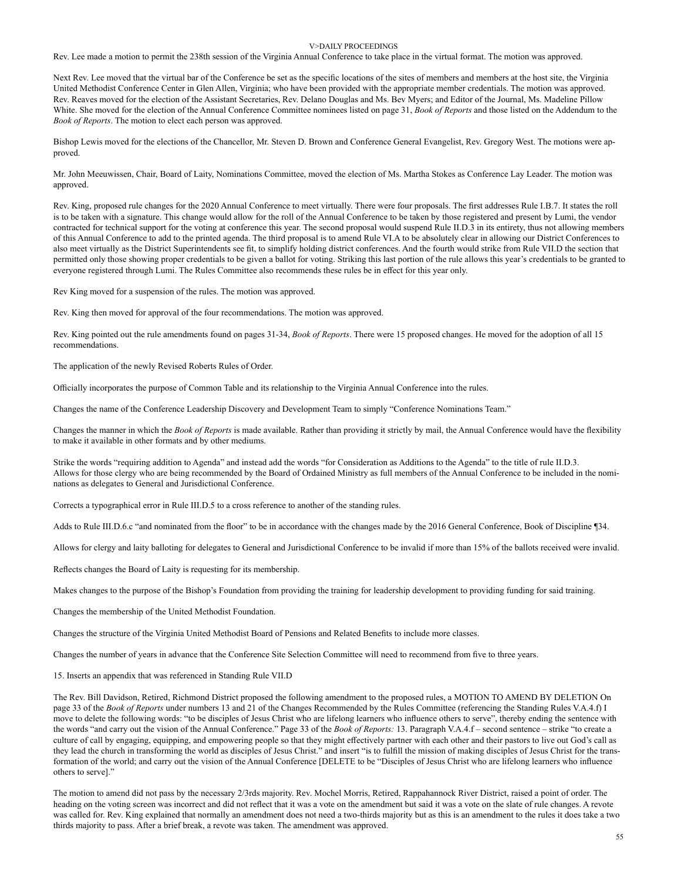Rev. Lee made a motion to permit the 238th session of the Virginia Annual Conference to take place in the virtual format. The motion was approved.

Next Rev. Lee moved that the virtual bar of the Conference be set as the specific locations of the sites of members and members at the host site, the Virginia United Methodist Conference Center in Glen Allen, Virginia; who have been provided with the appropriate member credentials. The motion was approved. Rev. Reaves moved for the election of the Assistant Secretaries, Rev. Delano Douglas and Ms. Bev Myers; and Editor of the Journal, Ms. Madeline Pillow White. She moved for the election of the Annual Conference Committee nominees listed on page 31, *Book of Reports* and those listed on the Addendum to the *Book of Reports*. The motion to elect each person was approved.

Bishop Lewis moved for the elections of the Chancellor, Mr. Steven D. Brown and Conference General Evangelist, Rev. Gregory West. The motions were approved.

Mr. John Meeuwissen, Chair, Board of Laity, Nominations Committee, moved the election of Ms. Martha Stokes as Conference Lay Leader. The motion was approved.

Rev. King, proposed rule changes for the 2020 Annual Conference to meet virtually. There were four proposals. The first addresses Rule I.B.7. It states the roll is to be taken with a signature. This change would allow for the roll of the Annual Conference to be taken by those registered and present by Lumi, the vendor contracted for technical support for the voting at conference this year. The second proposal would suspend Rule II.D.3 in its entirety, thus not allowing members of this Annual Conference to add to the printed agenda. The third proposal is to amend Rule VI.A to be absolutely clear in allowing our District Conferences to also meet virtually as the District Superintendents see fit, to simplify holding district conferences. And the fourth would strike from Rule VII.D the section that permitted only those showing proper credentials to be given a ballot for voting. Striking this last portion of the rule allows this year's credentials to be granted to everyone registered through Lumi. The Rules Committee also recommends these rules be in effect for this year only.

Rev King moved for a suspension of the rules. The motion was approved.

Rev. King then moved for approval of the four recommendations. The motion was approved.

Rev. King pointed out the rule amendments found on pages 31-34, *Book of Reports*. There were 15 proposed changes. He moved for the adoption of all 15 recommendations.

The application of the newly Revised Roberts Rules of Order.

Officially incorporates the purpose of Common Table and its relationship to the Virginia Annual Conference into the rules.

Changes the name of the Conference Leadership Discovery and Development Team to simply "Conference Nominations Team."

Changes the manner in which the *Book of Reports* is made available. Rather than providing it strictly by mail, the Annual Conference would have the flexibility to make it available in other formats and by other mediums.

Strike the words "requiring addition to Agenda" and instead add the words "for Consideration as Additions to the Agenda" to the title of rule II.D.3. Allows for those clergy who are being recommended by the Board of Ordained Ministry as full members of the Annual Conference to be included in the nominations as delegates to General and Jurisdictional Conference.

Corrects a typographical error in Rule III.D.5 to a cross reference to another of the standing rules.

Adds to Rule III.D.6.c "and nominated from the floor" to be in accordance with the changes made by the 2016 General Conference, Book of Discipline ¶34.

Allows for clergy and laity balloting for delegates to General and Jurisdictional Conference to be invalid if more than 15% of the ballots received were invalid.

Reflects changes the Board of Laity is requesting for its membership.

Makes changes to the purpose of the Bishop's Foundation from providing the training for leadership development to providing funding for said training.

Changes the membership of the United Methodist Foundation.

Changes the structure of the Virginia United Methodist Board of Pensions and Related Benefits to include more classes.

Changes the number of years in advance that the Conference Site Selection Committee will need to recommend from five to three years.

15. Inserts an appendix that was referenced in Standing Rule VII.D

The Rev. Bill Davidson, Retired, Richmond District proposed the following amendment to the proposed rules, a MOTION TO AMEND BY DELETION On page 33 of the *Book of Reports* under numbers 13 and 21 of the Changes Recommended by the Rules Committee (referencing the Standing Rules V.A.4.f) I move to delete the following words: "to be disciples of Jesus Christ who are lifelong learners who influence others to serve", thereby ending the sentence with the words "and carry out the vision of the Annual Conference." Page 33 of the *Book of Reports:* 13. Paragraph V.A.4.f – second sentence – strike "to create a culture of call by engaging, equipping, and empowering people so that they might effectively partner with each other and their pastors to live out God's call as they lead the church in transforming the world as disciples of Jesus Christ." and insert "is to fulfill the mission of making disciples of Jesus Christ for the transformation of the world; and carry out the vision of the Annual Conference [DELETE to be "Disciples of Jesus Christ who are lifelong learners who influence others to serve]."

The motion to amend did not pass by the necessary 2/3rds majority. Rev. Mochel Morris, Retired, Rappahannock River District, raised a point of order. The heading on the voting screen was incorrect and did not reflect that it was a vote on the amendment but said it was a vote on the slate of rule changes. A revote was called for. Rev. King explained that normally an amendment does not need a two-thirds majority but as this is an amendment to the rules it does take a two thirds majority to pass. After a brief break, a revote was taken. The amendment was approved.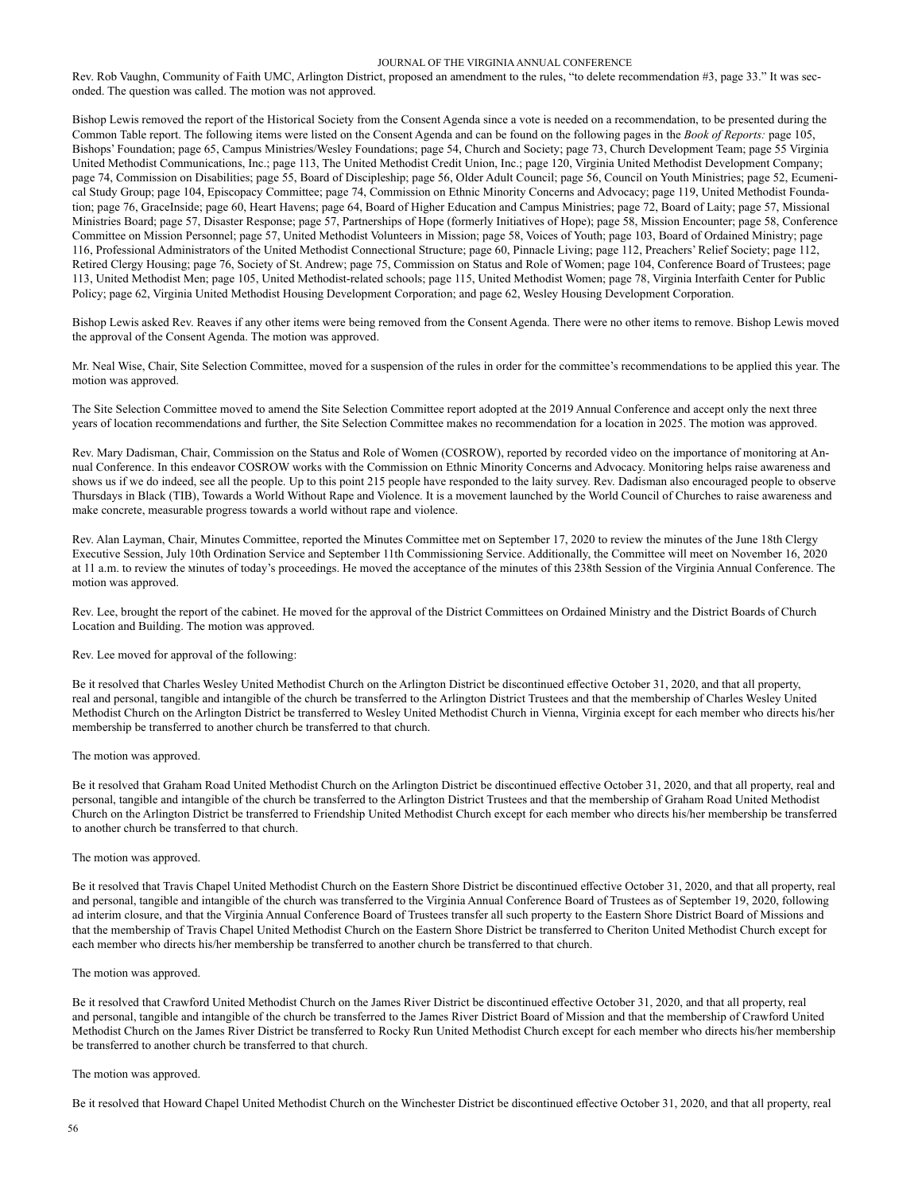Rev. Rob Vaughn, Community of Faith UMC, Arlington District, proposed an amendment to the rules, "to delete recommendation #3, page 33." It was seconded. The question was called. The motion was not approved.

Bishop Lewis removed the report of the Historical Society from the Consent Agenda since a vote is needed on a recommendation, to be presented during the Common Table report. The following items were listed on the Consent Agenda and can be found on the following pages in the *Book of Reports:* page 105, Bishops' Foundation; page 65, Campus Ministries/Wesley Foundations; page 54, Church and Society; page 73, Church Development Team; page 55 Virginia United Methodist Communications, Inc.; page 113, The United Methodist Credit Union, Inc.; page 120, Virginia United Methodist Development Company; page 74, Commission on Disabilities; page 55, Board of Discipleship; page 56, Older Adult Council; page 56, Council on Youth Ministries; page 52, Ecumenical Study Group; page 104, Episcopacy Committee; page 74, Commission on Ethnic Minority Concerns and Advocacy; page 119, United Methodist Foundation; page 76, GraceInside; page 60, Heart Havens; page 64, Board of Higher Education and Campus Ministries; page 72, Board of Laity; page 57, Missional Ministries Board; page 57, Disaster Response; page 57, Partnerships of Hope (formerly Initiatives of Hope); page 58, Mission Encounter; page 58, Conference Committee on Mission Personnel; page 57, United Methodist Volunteers in Mission; page 58, Voices of Youth; page 103, Board of Ordained Ministry; page 116, Professional Administrators of the United Methodist Connectional Structure; page 60, Pinnacle Living; page 112, Preachers' Relief Society; page 112, Retired Clergy Housing; page 76, Society of St. Andrew; page 75, Commission on Status and Role of Women; page 104, Conference Board of Trustees; page 113, United Methodist Men; page 105, United Methodist-related schools; page 115, United Methodist Women; page 78, Virginia Interfaith Center for Public Policy; page 62, Virginia United Methodist Housing Development Corporation; and page 62, Wesley Housing Development Corporation.

Bishop Lewis asked Rev. Reaves if any other items were being removed from the Consent Agenda. There were no other items to remove. Bishop Lewis moved the approval of the Consent Agenda. The motion was approved.

Mr. Neal Wise, Chair, Site Selection Committee, moved for a suspension of the rules in order for the committee's recommendations to be applied this year. The motion was approved.

The Site Selection Committee moved to amend the Site Selection Committee report adopted at the 2019 Annual Conference and accept only the next three years of location recommendations and further, the Site Selection Committee makes no recommendation for a location in 2025. The motion was approved.

Rev. Mary Dadisman, Chair, Commission on the Status and Role of Women (COSROW), reported by recorded video on the importance of monitoring at Annual Conference. In this endeavor COSROW works with the Commission on Ethnic Minority Concerns and Advocacy. Monitoring helps raise awareness and shows us if we do indeed, see all the people. Up to this point 215 people have responded to the laity survey. Rev. Dadisman also encouraged people to observe Thursdays in Black (TIB), Towards a World Without Rape and Violence. It is a movement launched by the World Council of Churches to raise awareness and make concrete, measurable progress towards a world without rape and violence.

Rev. Alan Layman, Chair, Minutes Committee, reported the Minutes Committee met on September 17, 2020 to review the minutes of the June 18th Clergy Executive Session, July 10th Ordination Service and September 11th Commissioning Service. Additionally, the Committee will meet on November 16, 2020 at 11 a.m. to review the minutes of today's proceedings. He moved the acceptance of the minutes of this 238th Session of the Virginia Annual Conference. The motion was approved.

Rev. Lee, brought the report of the cabinet. He moved for the approval of the District Committees on Ordained Ministry and the District Boards of Church Location and Building. The motion was approved.

Rev. Lee moved for approval of the following:

Be it resolved that Charles Wesley United Methodist Church on the Arlington District be discontinued effective October 31, 2020, and that all property, real and personal, tangible and intangible of the church be transferred to the Arlington District Trustees and that the membership of Charles Wesley United Methodist Church on the Arlington District be transferred to Wesley United Methodist Church in Vienna, Virginia except for each member who directs his/her membership be transferred to another church be transferred to that church.

The motion was approved.

Be it resolved that Graham Road United Methodist Church on the Arlington District be discontinued effective October 31, 2020, and that all property, real and personal, tangible and intangible of the church be transferred to the Arlington District Trustees and that the membership of Graham Road United Methodist Church on the Arlington District be transferred to Friendship United Methodist Church except for each member who directs his/her membership be transferred to another church be transferred to that church.

The motion was approved.

Be it resolved that Travis Chapel United Methodist Church on the Eastern Shore District be discontinued effective October 31, 2020, and that all property, real and personal, tangible and intangible of the church was transferred to the Virginia Annual Conference Board of Trustees as of September 19, 2020, following ad interim closure, and that the Virginia Annual Conference Board of Trustees transfer all such property to the Eastern Shore District Board of Missions and that the membership of Travis Chapel United Methodist Church on the Eastern Shore District be transferred to Cheriton United Methodist Church except for each member who directs his/her membership be transferred to another church be transferred to that church.

The motion was approved.

Be it resolved that Crawford United Methodist Church on the James River District be discontinued effective October 31, 2020, and that all property, real and personal, tangible and intangible of the church be transferred to the James River District Board of Mission and that the membership of Crawford United Methodist Church on the James River District be transferred to Rocky Run United Methodist Church except for each member who directs his/her membership be transferred to another church be transferred to that church.

The motion was approved.

Be it resolved that Howard Chapel United Methodist Church on the Winchester District be discontinued effective October 31, 2020, and that all property, real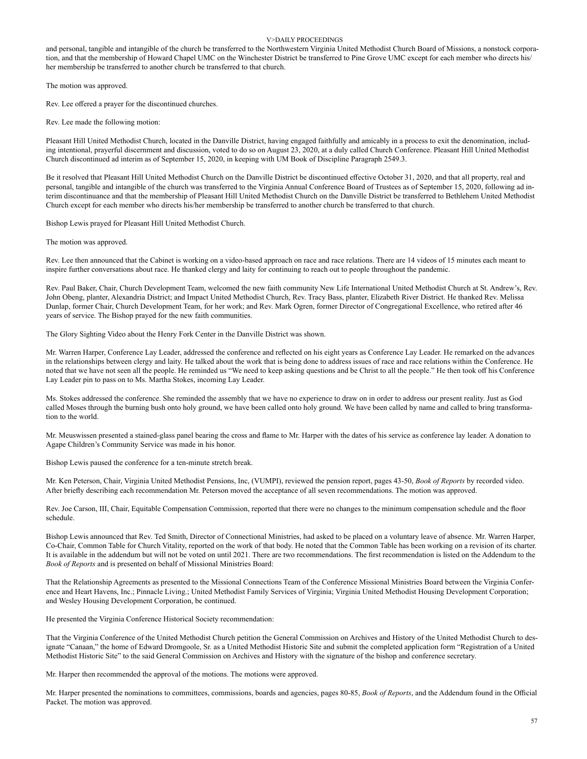and personal, tangible and intangible of the church be transferred to the Northwestern Virginia United Methodist Church Board of Missions, a nonstock corporation, and that the membership of Howard Chapel UMC on the Winchester District be transferred to Pine Grove UMC except for each member who directs his/her membership be transferred to another church be transferred to that church.

The motion was approved.

Rev. Lee offered a prayer for the discontinued churches.

Rev. Lee made the following motion:

Pleasant Hill United Methodist Church, located in the Danville District, having engaged faithfully and amicably in a process to exit the denomination, including intentional, prayerful discernment and discussion, voted to do so on August 23, 2020, at a duly called Church Conference. Pleasant Hill United Methodist Church discontinued ad interim as of September 15, 2020, in keeping with UM Book of Discipline Paragraph 2549.3.

Be it resolved that Pleasant Hill United Methodist Church on the Danville District be discontinued effective October 31, 2020, and that all property, real and personal, tangible and intangible of the church was transferred to the Virginia Annual Conference Board of Trustees as of September 15, 2020, following ad interim discontinuance and that the membership of Pleasant Hill United Methodist Church on the Danville District be transferred to Bethlehem United Methodist Church except for each member who directs his/her membership be transferred to another church be transferred to that church.

Bishop Lewis prayed for Pleasant Hill United Methodist Church.

The motion was approved.

Rev. Lee then announced that the Cabinet is working on a video-based approach on race and race relations. There are 14 videos of 15 minutes each meant to inspire further conversations about race. He thanked clergy and laity for continuing to reach out to people throughout the pandemic.

Rev. Paul Baker, Chair, Church Development Team, welcomed the new faith community New Life International United Methodist Church at St. Andrew's, Rev. John Obeng, planter, Alexandria District; and Impact United Methodist Church, Rev. Tracy Bass, planter, Elizabeth River District. He thanked Rev. Melissa Dunlap, former Chair, Church Development Team, for her work; and Rev. Mark Ogren, former Director of Congregational Excellence, who retired after 46 years of service. The Bishop prayed for the new faith communities.

The Glory Sighting Video about the Henry Fork Center in the Danville District was shown.

Mr. Warren Harper, Conference Lay Leader, addressed the conference and reflected on his eight years as Conference Lay Leader. He remarked on the advances in the relationships between clergy and laity. He talked about the work that is being done to address issues of race and race relations within the Conference. He noted that we have not seen all the people. He reminded us "We need to keep asking questions and be Christ to all the people." He then took off his Conference Lay Leader pin to pass on to Ms. Martha Stokes, incoming Lay Leader.

Ms. Stokes addressed the conference. She reminded the assembly that we have no experience to draw on in order to address our present reality. Just as God called Moses through the burning bush onto holy ground, we have been called onto holy ground. We have been called by name and called to bring transformation to the world.

Mr. Meuswissen presented a stained-glass panel bearing the cross and flame to Mr. Harper with the dates of his service as conference lay leader. A donation to Agape Children's Community Service was made in his honor.

Bishop Lewis paused the conference for a ten-minute stretch break.

Mr. Ken Peterson, Chair, Virginia United Methodist Pensions, Inc, (VUMPI), reviewed the pension report, pages 43-50, *Book of Reports* by recorded video. After briefly describing each recommendation Mr. Peterson moved the acceptance of all seven recommendations. The motion was approved.

Rev. Joe Carson, III, Chair, Equitable Compensation Commission, reported that there were no changes to the minimum compensation schedule and the floor schedule.

Bishop Lewis announced that Rev. Ted Smith, Director of Connectional Ministries, had asked to be placed on a voluntary leave of absence. Mr. Warren Harper, Co-Chair, Common Table for Church Vitality, reported on the work of that body. He noted that the Common Table has been working on a revision of its charter. It is available in the addendum but will not be voted on until 2021. There are two recommendations. The first recommendation is listed on the Addendum to the *Book of Reports* and is presented on behalf of Missional Ministries Board:

That the Relationship Agreements as presented to the Missional Connections Team of the Conference Missional Ministries Board between the Virginia Conference and Heart Havens, Inc.; Pinnacle Living.; United Methodist Family Services of Virginia; Virginia United Methodist Housing Development Corporation; and Wesley Housing Development Corporation, be continued.

He presented the Virginia Conference Historical Society recommendation:

That the Virginia Conference of the United Methodist Church petition the General Commission on Archives and History of the United Methodist Church to designate "Canaan," the home of Edward Dromgoole, Sr. as a United Methodist Historic Site and submit the completed application form "Registration of a United Methodist Historic Site" to the said General Commission on Archives and History with the signature of the bishop and conference secretary.

Mr. Harper then recommended the approval of the motions. The motions were approved.

Mr. Harper presented the nominations to committees, commissions, boards and agencies, pages 80-85, *Book of Reports*, and the Addendum found in the Official Packet. The motion was approved.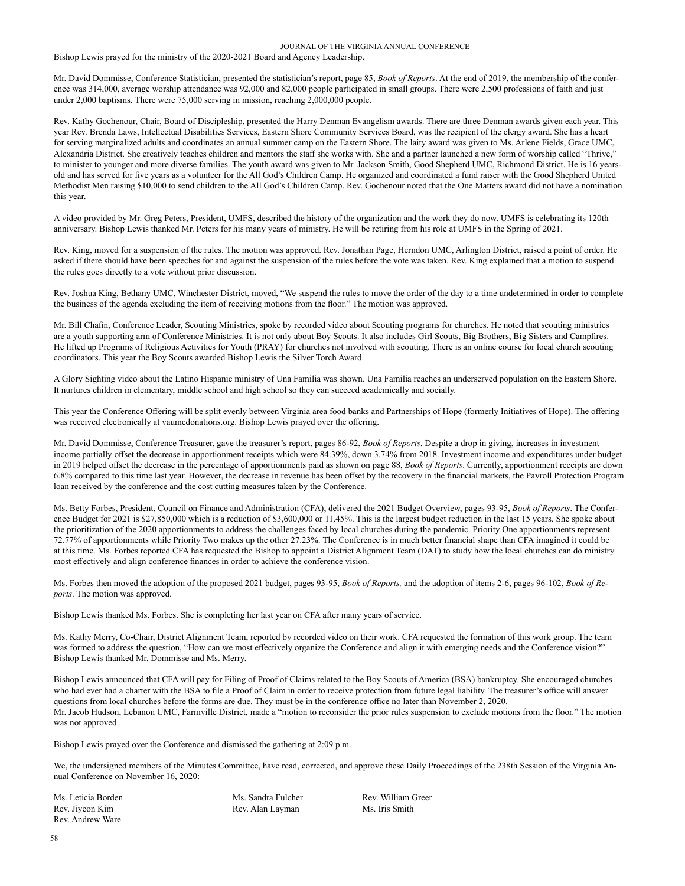Bishop Lewis prayed for the ministry of the 2020-2021 Board and Agency Leadership.

Mr. David Dommisse, Conference Statistician, presented the statistician's report, page 85, *Book of Reports*. At the end of 2019, the membership of the conference was 314,000, average worship attendance was 92,000 and 82,000 people participated in small groups. There were 2,500 professions of faith and just under 2,000 baptisms. There were 75,000 serving in mission, reaching 2,000,000 people.

Rev. Kathy Gochenour, Chair, Board of Discipleship, presented the Harry Denman Evangelism awards. There are three Denman awards given each year. This year Rev. Brenda Laws, Intellectual Disabilities Services, Eastern Shore Community Services Board, was the recipient of the clergy award. She has a heart for serving marginalized adults and coordinates an annual summer camp on the Eastern Shore. The laity award was given to Ms. Arlene Fields, Grace UMC, Alexandria District. She creatively teaches children and mentors the staff she works with. She and a partner launched a new form of worship called "Thrive," to minister to younger and more diverse families. The youth award was given to Mr. Jackson Smith, Good Shepherd UMC, Richmond District. He is 16 years-old and has served for five years as a volunteer for the All God's Children Camp. He organized and coordinated a fund raiser with the Good Shepherd United Methodist Men raising $10,000 to send children to the All God's Children Camp. Rev. Gochenour noted that the One Matters award did not have a nomination this year.

A video provided by Mr. Greg Peters, President, UMFS, described the history of the organization and the work they do now. UMFS is celebrating its 120th anniversary. Bishop Lewis thanked Mr. Peters for his many years of ministry. He will be retiring from his role at UMFS in the Spring of 2021.

Rev. King, moved for a suspension of the rules. The motion was approved. Rev. Jonathan Page, Herndon UMC, Arlington District, raised a point of order. He asked if there should have been speeches for and against the suspension of the rules before the vote was taken. Rev. King explained that a motion to suspend the rules goes directly to a vote without prior discussion.

Rev. Joshua King, Bethany UMC, Winchester District, moved, "We suspend the rules to move the order of the day to a time undetermined in order to complete the business of the agenda excluding the item of receiving motions from the floor." The motion was approved.

Mr. Bill Chafin, Conference Leader, Scouting Ministries, spoke by recorded video about Scouting programs for churches. He noted that scouting ministries are a youth supporting arm of Conference Ministries. It is not only about Boy Scouts. It also includes Girl Scouts, Big Brothers, Big Sisters and Campfires. He lifted up Programs of Religious Activities for Youth (PRAY) for churches not involved with scouting. There is an online course for local church scouting coordinators. This year the Boy Scouts awarded Bishop Lewis the Silver Torch Award.

A Glory Sighting video about the Latino Hispanic ministry of Una Familia was shown. Una Familia reaches an underserved population on the Eastern Shore. It nurtures children in elementary, middle school and high school so they can succeed academically and socially.

This year the Conference Offering will be split evenly between Virginia area food banks and Partnerships of Hope (formerly Initiatives of Hope). The offering was received electronically at vaumcdonations.org. Bishop Lewis prayed over the offering.

Mr. David Dommisse, Conference Treasurer, gave the treasurer's report, pages 86-92, *Book of Reports*. Despite a drop in giving, increases in investment income partially offset the decrease in apportionment receipts which were 84.39%, down 3.74% from 2018. Investment income and expenditures under budget in 2019 helped offset the decrease in the percentage of apportionments paid as shown on page 88, *Book of Reports*. Currently, apportionment receipts are down 6.8% compared to this time last year. However, the decrease in revenue has been offset by the recovery in the financial markets, the Payroll Protection Program loan received by the conference and the cost cutting measures taken by the Conference.

Ms. Betty Forbes, President, Council on Finance and Administration (CFA), delivered the 2021 Budget Overview, pages 93-95, *Book of Reports*. The Conference Budget for 2021 is $27,850,000 which is a reduction of $3,600,000 or 11.45%. This is the largest budget reduction in the last 15 years. She spoke about the prioritization of the 2020 apportionments to address the challenges faced by local churches during the pandemic. Priority One apportionments represent 72.77% of apportionments while Priority Two makes up the other 27.23%. The Conference is in much better financial shape than CFA imagined it could be at this time. Ms. Forbes reported CFA has requested the Bishop to appoint a District Alignment Team (DAT) to study how the local churches can do ministry most effectively and align conference finances in order to achieve the conference vision.

Ms. Forbes then moved the adoption of the proposed 2021 budget, pages 93-95, *Book of Reports,* and the adoption of items 2-6, pages 96-102, *Book of Reports*. The motion was approved.

Bishop Lewis thanked Ms. Forbes. She is completing her last year on CFA after many years of service.

Ms. Kathy Merry, Co-Chair, District Alignment Team, reported by recorded video on their work. CFA requested the formation of this work group. The team was formed to address the question, "How can we most effectively organize the Conference and align it with emerging needs and the Conference vision?" Bishop Lewis thanked Mr. Dommisse and Ms. Merry.

Bishop Lewis announced that CFA will pay for Filing of Proof of Claims related to the Boy Scouts of America (BSA) bankruptcy. She encouraged churches who had ever had a charter with the BSA to file a Proof of Claim in order to receive protection from future legal liability. The treasurer's office will answer questions from local churches before the forms are due. They must be in the conference office no later than November 2, 2020.
Mr. Jacob Hudson, Lebanon UMC, Farmville District, made a "motion to reconsider the prior rules suspension to exclude motions from the floor." The motion was not approved.

Bishop Lewis prayed over the Conference and dismissed the gathering at 2:09 p.m.

We, the undersigned members of the Minutes Committee, have read, corrected, and approve these Daily Proceedings of the 238th Session of the Virginia Annual Conference on November 16, 2020:

Ms. Leticia Borden
Ms. Sandra Fulcher
Rev. William Greer
Rev. Jiyeon Kim
Rev. Alan Layman
Ms. Iris Smith
Rev. Andrew Ware